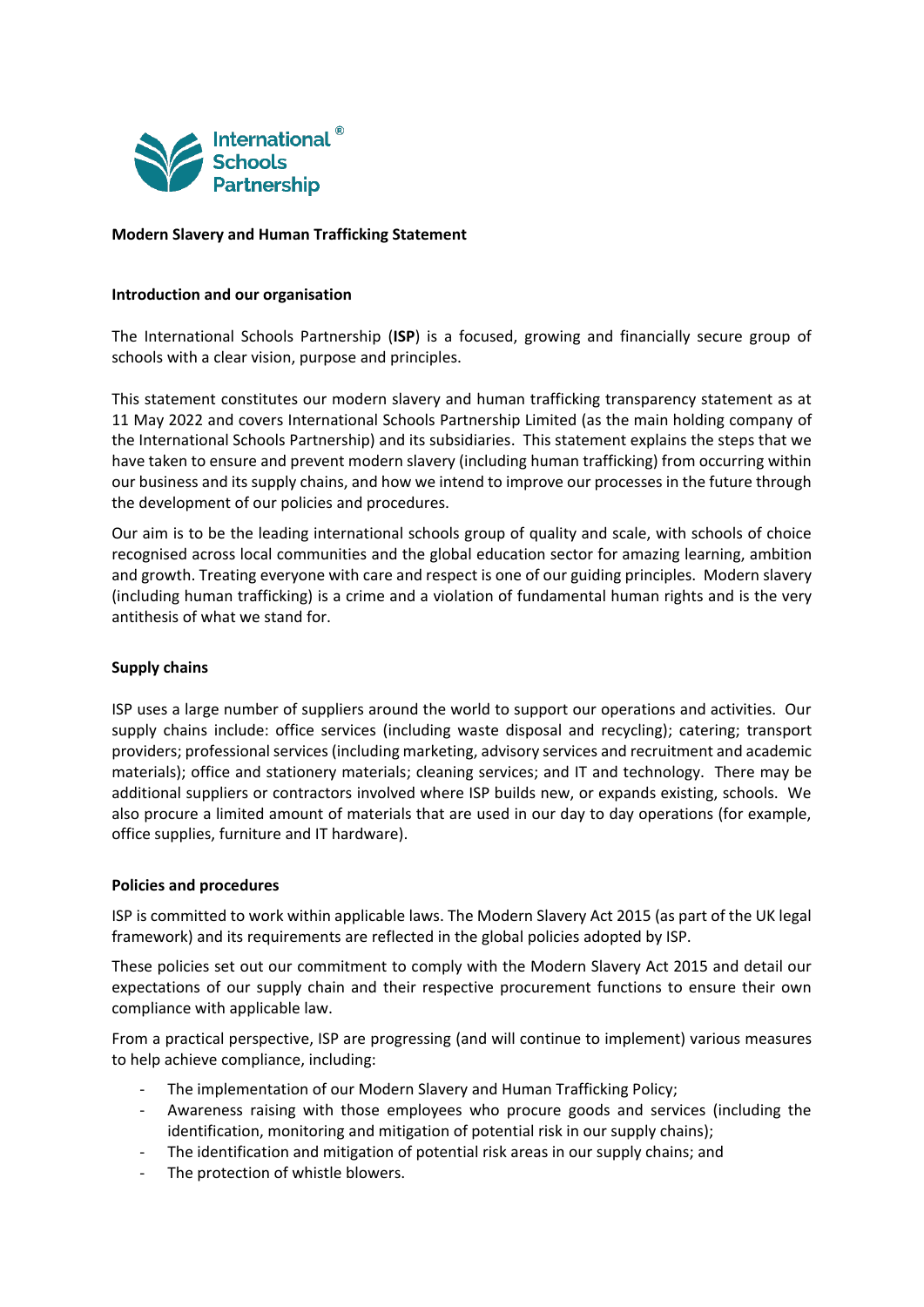# Modern Slavery and Human Trafficking Statement

## Introduction and our organisation

The International Schools Partnership (**ISP**) is a focused, growing and financially secure group of schools with a clear vision, purpose and principles.

This statement constitutes our modern slavery and human trafficking transparency statement as at 11 May 2022 and covers International Schools Partnership Limited (as the main holding company of the International Schools Partnership) and its subsidiaries. This statement explains the steps that we have taken to ensure and prevent modern slavery (including human trafficking) from occurring within our business and its supply chains, and how we intend to improve our processes in the future through the development of our policies and procedures.

Our aim is to be the leading international schools group of quality and scale, with schools of choice recognised across local communities and the global education sector for amazing learning, ambition and growth. Treating everyone with care and respect is one of our guiding principles. Modern slavery (including human trafficking) is a crime and a violation of fundamental human rights and is the very antithesis of what we stand for.

## Supply chains

ISP uses a large number of suppliers around the world to support our operations and activities. Our supply chains include: office services (including waste disposal and recycling); catering; transport providers; professional services (including marketing, advisory services and recruitment and academic materials); office and stationery materials; cleaning services; and IT and technology. There may be additional suppliers or contractors involved where ISP builds new, or expands existing, schools. We also procure a limited amount of materials that are used in our day to day operations (for example, office supplies, furniture and IT hardware).

## Policies and procedures

ISP is committed to work within applicable laws. The Modern Slavery Act 2015 (as part of the UK legal framework) and its requirements are reflected in the global policies adopted by ISP.

These policies set out our commitment to comply with the Modern Slavery Act 2015 and detail our expectations of our supply chain and their respective procurement functions to ensure their own compliance with applicable law.

From a practical perspective, ISP are progressing (and will continue to implement) various measures to help achieve compliance, including:

- The implementation of our Modern Slavery and Human Trafficking Policy;
- Awareness raising with those employees who procure goods and services (including the identification, monitoring and mitigation of potential risk in our supply chains);
- The identification and mitigation of potential risk areas in our supply chains; and
- The protection of whistle blowers.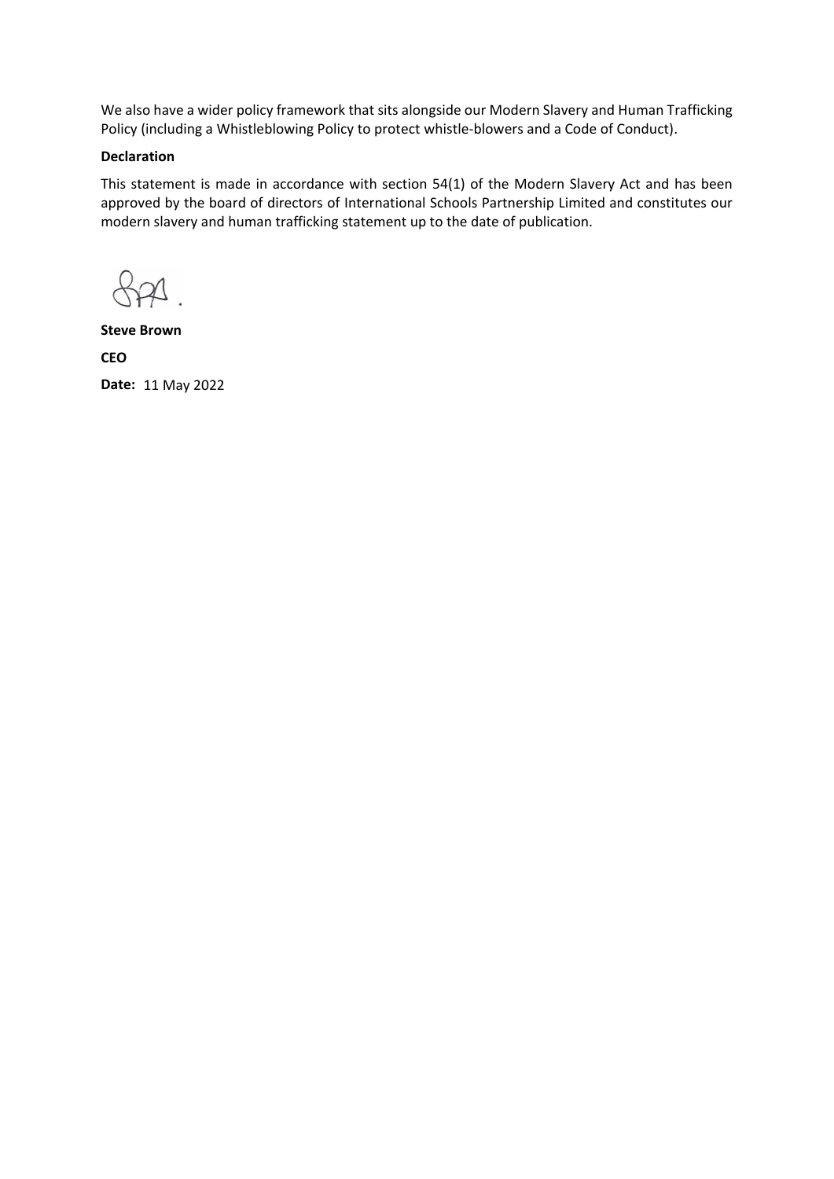We also have a wider policy framework that sits alongside our Modern Slavery and Human Trafficking Policy (including a Whistleblowing Policy to protect whistle-blowers and a Code of Conduct).

**Declaration**

This statement is made in accordance with section 54(1) of the Modern Slavery Act and has been approved by the board of directors of International Schools Partnership Limited and constitutes our modern slavery and human trafficking statement up to the date of publication.

**Steve Brown**

**CEO**

**Date:** 11 May 2022